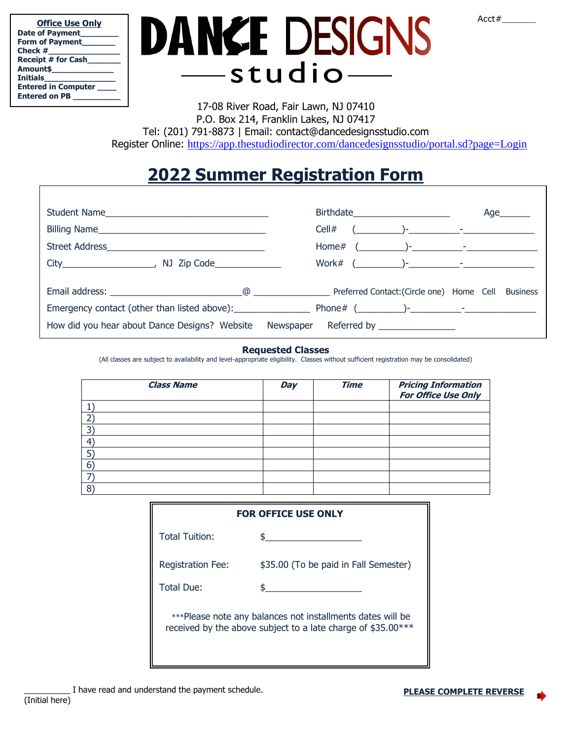**Office Use Only**
**Date of Payment**________
**Form of Payment**_______
**Check #**_______________
**Receipt # for Cash**_______
**Amount$**_____________
**Initials**_______________
**Entered in Computer** ____
**Entered on PB** __________

DANCE DESIGNS studio

Acct#_______

17-08 River Road, Fair Lawn, NJ 07410
P.O. Box 214, Franklin Lakes, NJ 07417
Tel: (201) 791-8873 | Email: contact@dancedesignsstudio.com
Register Online: https://app.thestudiodirector.com/dancedesignsstudio/portal.sd?page=Login

# 2022 Summer Registration Form

Student Name________________________________ Birthdate___________________ Age______

Billing Name_________________________________ Cell# (_________)-__________-______________

Street Address_______________________________ Home# (_________)-__________-______________

City__________________, NJ Zip Code_____________ Work# (_________)-__________-______________

Email address: _________________________@ _______________ Preferred Contact:(Circle one) Home Cell Business

Emergency contact (other than listed above):_______________ Phone# (_________)-__________-______________

How did you hear about Dance Designs? Website Newspaper Referred by _______________

**Requested Classes**

(All classes are subject to availability and level-appropriate eligibility. Classes without sufficient registration may be consolidated)

| *Class Name* | *Day* | *Time* | *Pricing Information For Office Use Only* |
|---|---|---|---|
| 1) | | | |
| 2) | | | |
| 3) | | | |
| 4) | | | |
| 5) | | | |
| 6) | | | |
| 7) | | | |
| 8) | | | |

**FOR OFFICE USE ONLY**

Total Tuition: $___________________

Registration Fee: $35.00 (To be paid in Fall Semester)

Total Due: $___________________

\*\*\*Please note any balances not installments dates will be received by the above subject to a late charge of $35.00\*\*\*

__________ I have read and understand the payment schedule.
(Initial here)

**PLEASE COMPLETE REVERSE**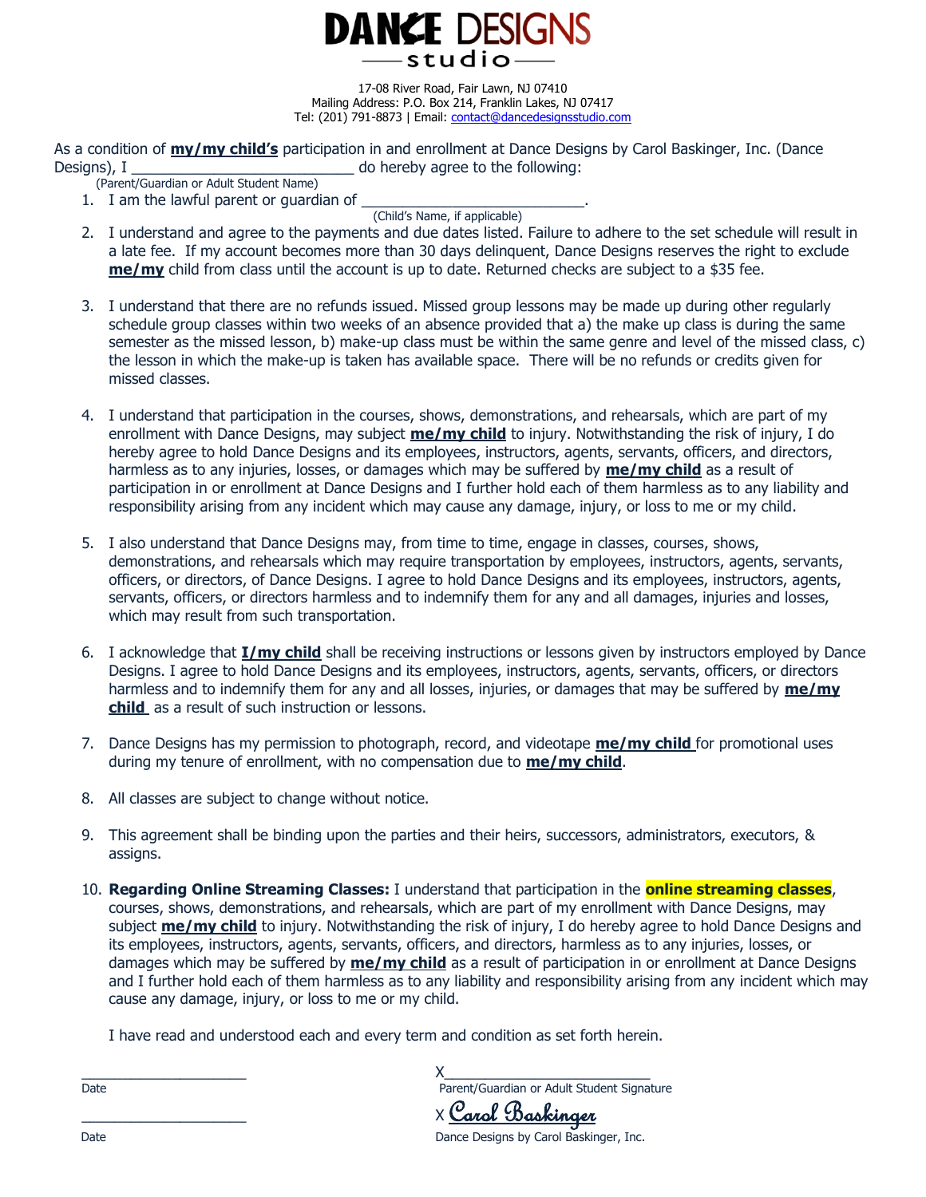# DANCE DESIGNS studio

17-08 River Road, Fair Lawn, NJ 07410
Mailing Address: P.O. Box 214, Franklin Lakes, NJ 07417
Tel: (201) 791-8873 | Email: contact@dancedesignsstudio.com

As a condition of **my/my child's** participation in and enrollment at Dance Designs by Carol Baskinger, Inc. (Dance Designs), I ___________________________ do hereby agree to the following:
(Parent/Guardian or Adult Student Name)

1. I am the lawful parent or guardian of _________________________.
   (Child's Name, if applicable)
2. I understand and agree to the payments and due dates listed. Failure to adhere to the set schedule will result in a late fee. If my account becomes more than 30 days delinquent, Dance Designs reserves the right to exclude **me/my** child from class until the account is up to date. Returned checks are subject to a $35 fee.
3. I understand that there are no refunds issued. Missed group lessons may be made up during other regularly schedule group classes within two weeks of an absence provided that a) the make up class is during the same semester as the missed lesson, b) make-up class must be within the same genre and level of the missed class, c) the lesson in which the make-up is taken has available space. There will be no refunds or credits given for missed classes.
4. I understand that participation in the courses, shows, demonstrations, and rehearsals, which are part of my enrollment with Dance Designs, may subject **me/my child** to injury. Notwithstanding the risk of injury, I do hereby agree to hold Dance Designs and its employees, instructors, agents, servants, officers, and directors, harmless as to any injuries, losses, or damages which may be suffered by **me/my child** as a result of participation in or enrollment at Dance Designs and I further hold each of them harmless as to any liability and responsibility arising from any incident which may cause any damage, injury, or loss to me or my child.
5. I also understand that Dance Designs may, from time to time, engage in classes, courses, shows, demonstrations, and rehearsals which may require transportation by employees, instructors, agents, servants, officers, or directors, of Dance Designs. I agree to hold Dance Designs and its employees, instructors, agents, servants, officers, or directors harmless and to indemnify them for any and all damages, injuries and losses, which may result from such transportation.
6. I acknowledge that **I/my child** shall be receiving instructions or lessons given by instructors employed by Dance Designs. I agree to hold Dance Designs and its employees, instructors, agents, servants, officers, or directors harmless and to indemnify them for any and all losses, injuries, or damages that may be suffered by **me/my child** as a result of such instruction or lessons.
7. Dance Designs has my permission to photograph, record, and videotape **me/my child** for promotional uses during my tenure of enrollment, with no compensation due to **me/my child**.
8. All classes are subject to change without notice.
9. This agreement shall be binding upon the parties and their heirs, successors, administrators, executors, & assigns.
10. **Regarding Online Streaming Classes:** I understand that participation in the **online streaming classes**, courses, shows, demonstrations, and rehearsals, which are part of my enrollment with Dance Designs, may subject **me/my child** to injury. Notwithstanding the risk of injury, I do hereby agree to hold Dance Designs and its employees, instructors, agents, servants, officers, and directors, harmless as to any injuries, losses, or damages which may be suffered by **me/my child** as a result of participation in or enrollment at Dance Designs and I further hold each of them harmless as to any liability and responsibility arising from any incident which may cause any damage, injury, or loss to me or my child.

I have read and understood each and every term and condition as set forth herein.

| | |
|---|---|
| ____________________ | X___________________________ |
| Date | Parent/Guardian or Adult Student Signature |
| ____________________ | X *Carol Baskinger* |
| Date | Dance Designs by Carol Baskinger, Inc. |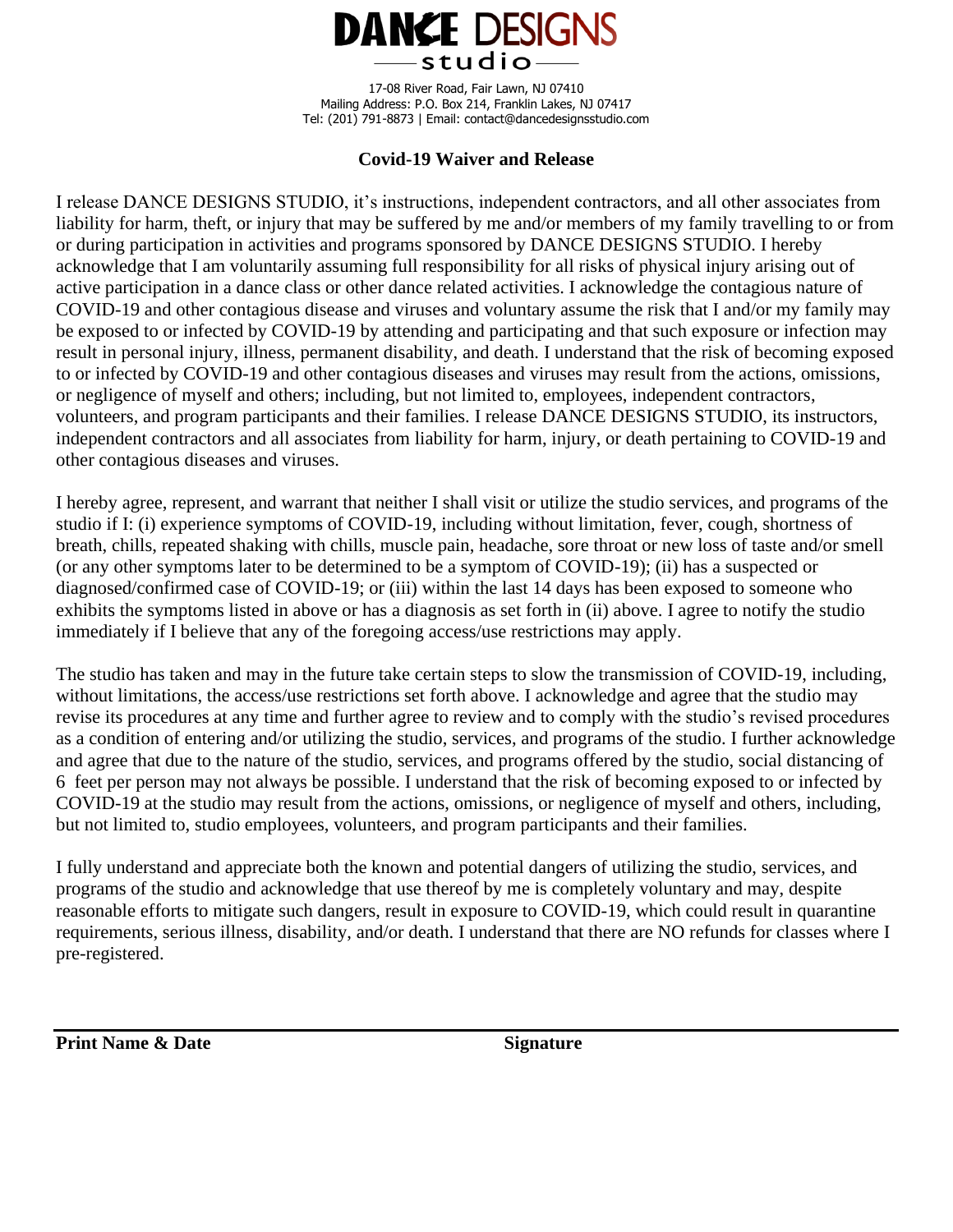# DANCE DESIGNS studio

17-08 River Road, Fair Lawn, NJ 07410
Mailing Address: P.O. Box 214, Franklin Lakes, NJ 07417
Tel: (201) 791-8873 | Email: contact@dancedesignsstudio.com

## Covid-19 Waiver and Release

I release DANCE DESIGNS STUDIO, it's instructions, independent contractors, and all other associates from liability for harm, theft, or injury that may be suffered by me and/or members of my family travelling to or from or during participation in activities and programs sponsored by DANCE DESIGNS STUDIO. I hereby acknowledge that I am voluntarily assuming full responsibility for all risks of physical injury arising out of active participation in a dance class or other dance related activities. I acknowledge the contagious nature of COVID-19 and other contagious disease and viruses and voluntary assume the risk that I and/or my family may be exposed to or infected by COVID-19 by attending and participating and that such exposure or infection may result in personal injury, illness, permanent disability, and death. I understand that the risk of becoming exposed to or infected by COVID-19 and other contagious diseases and viruses may result from the actions, omissions, or negligence of myself and others; including, but not limited to, employees, independent contractors, volunteers, and program participants and their families. I release DANCE DESIGNS STUDIO, its instructors, independent contractors and all associates from liability for harm, injury, or death pertaining to COVID-19 and other contagious diseases and viruses.

I hereby agree, represent, and warrant that neither I shall visit or utilize the studio services, and programs of the studio if I: (i) experience symptoms of COVID-19, including without limitation, fever, cough, shortness of breath, chills, repeated shaking with chills, muscle pain, headache, sore throat or new loss of taste and/or smell (or any other symptoms later to be determined to be a symptom of COVID-19); (ii) has a suspected or diagnosed/confirmed case of COVID-19; or (iii) within the last 14 days has been exposed to someone who exhibits the symptoms listed in above or has a diagnosis as set forth in (ii) above. I agree to notify the studio immediately if I believe that any of the foregoing access/use restrictions may apply.

The studio has taken and may in the future take certain steps to slow the transmission of COVID-19, including, without limitations, the access/use restrictions set forth above. I acknowledge and agree that the studio may revise its procedures at any time and further agree to review and to comply with the studio's revised procedures as a condition of entering and/or utilizing the studio, services, and programs of the studio. I further acknowledge and agree that due to the nature of the studio, services, and programs offered by the studio, social distancing of 6 feet per person may not always be possible. I understand that the risk of becoming exposed to or infected by COVID-19 at the studio may result from the actions, omissions, or negligence of myself and others, including, but not limited to, studio employees, volunteers, and program participants and their families.

I fully understand and appreciate both the known and potential dangers of utilizing the studio, services, and programs of the studio and acknowledge that use thereof by me is completely voluntary and may, despite reasonable efforts to mitigate such dangers, result in exposure to COVID-19, which could result in quarantine requirements, serious illness, disability, and/or death. I understand that there are NO refunds for classes where I pre-registered.

**Print Name & Date** **Signature**